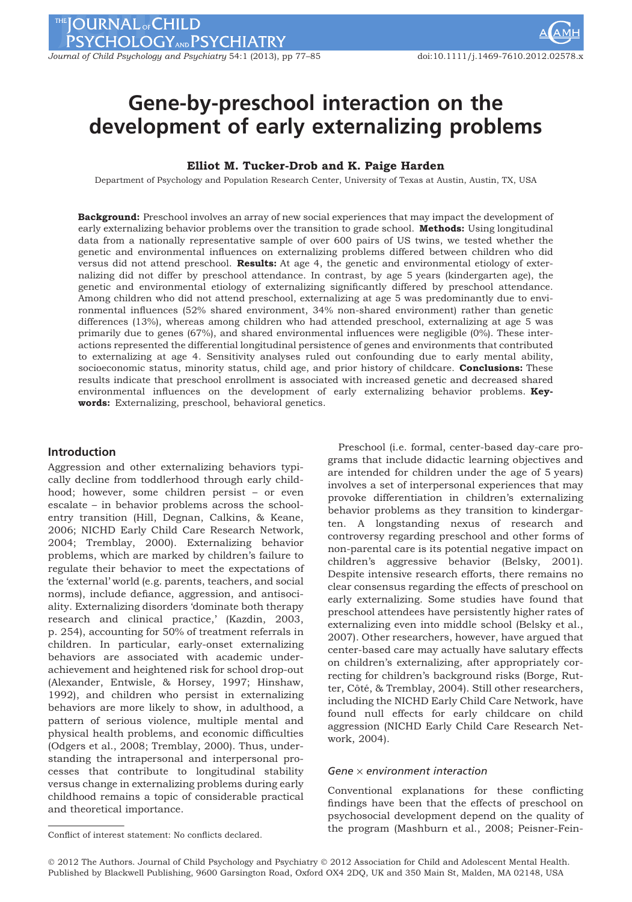# Gene-by-preschool interaction on the development of early externalizing problems

**Elliot M. Tucker-Drob and K. Paige Harden**

Department of Psychology and Population Research Center, University of Texas at Austin, Austin, TX, USA

**Background:** Preschool involves an array of new social experiences that may impact the development of early externalizing behavior problems over the transition to grade school. **Methods:** Using longitudinal data from a nationally representative sample of over 600 pairs of US twins, we tested whether the genetic and environmental influences on externalizing problems differed between children who did versus did not attend preschool. **Results:** At age 4, the genetic and environmental etiology of externalizing did not differ by preschool attendance. In contrast, by age 5 years (kindergarten age), the genetic and environmental etiology of externalizing significantly differed by preschool attendance. Among children who did not attend preschool, externalizing at age 5 was predominantly due to environmental influences (52% shared environment, 34% non-shared environment) rather than genetic differences (13%), whereas among children who had attended preschool, externalizing at age 5 was primarily due to genes (67%), and shared environmental influences were negligible (0%). These interactions represented the differential longitudinal persistence of genes and environments that contributed to externalizing at age 4. Sensitivity analyses ruled out confounding due to early mental ability, socioeconomic status, minority status, child age, and prior history of childcare. **Conclusions:** These results indicate that preschool enrollment is associated with increased genetic and decreased shared environmental influences on the development of early externalizing behavior problems. **Keywords:** Externalizing, preschool, behavioral genetics.

## Introduction

Aggression and other externalizing behaviors typically decline from toddlerhood through early childhood; however, some children persist – or even escalate – in behavior problems across the school-entry transition (Hill, Degnan, Calkins, & Keane, 2006; NICHD Early Child Care Research Network, 2004; Tremblay, 2000). Externalizing behavior problems, which are marked by children's failure to regulate their behavior to meet the expectations of the 'external' world (e.g. parents, teachers, and social norms), include defiance, aggression, and antisociality. Externalizing disorders 'dominate both therapy research and clinical practice,' (Kazdin, 2003, p. 254), accounting for 50% of treatment referrals in children. In particular, early-onset externalizing behaviors are associated with academic underachievement and heightened risk for school drop-out (Alexander, Entwisle, & Horsey, 1997; Hinshaw, 1992), and children who persist in externalizing behaviors are more likely to show, in adulthood, a pattern of serious violence, multiple mental and physical health problems, and economic difficulties (Odgers et al., 2008; Tremblay, 2000). Thus, understanding the intrapersonal and interpersonal processes that contribute to longitudinal stability versus change in externalizing problems during early childhood remains a topic of considerable practical and theoretical importance.

Preschool (i.e. formal, center-based day-care programs that include didactic learning objectives and are intended for children under the age of 5 years) involves a set of interpersonal experiences that may provoke differentiation in children's externalizing behavior problems as they transition to kindergarten. A longstanding nexus of research and controversy regarding preschool and other forms of non-parental care is its potential negative impact on children's aggressive behavior (Belsky, 2001). Despite intensive research efforts, there remains no clear consensus regarding the effects of preschool on early externalizing. Some studies have found that preschool attendees have persistently higher rates of externalizing even into middle school (Belsky et al., 2007). Other researchers, however, have argued that center-based care may actually have salutary effects on children's externalizing, after appropriately correcting for children's background risks (Borge, Rutter, Côté, & Tremblay, 2004). Still other researchers, including the NICHD Early Child Care Network, have found null effects for early childcare on child aggression (NICHD Early Child Care Research Network, 2004).

### *Gene × environment interaction*

Conventional explanations for these conflicting findings have been that the effects of preschool on psychosocial development depend on the quality of the program (Mashburn et al., 2008; Peisner-Fein-

Conflict of interest statement: No conflicts declared.

© 2012 The Authors. Journal of Child Psychology and Psychiatry © 2012 Association for Child and Adolescent Mental Health. Published by Blackwell Publishing, 9600 Garsington Road, Oxford OX4 2DQ, UK and 350 Main St, Malden, MA 02148, USA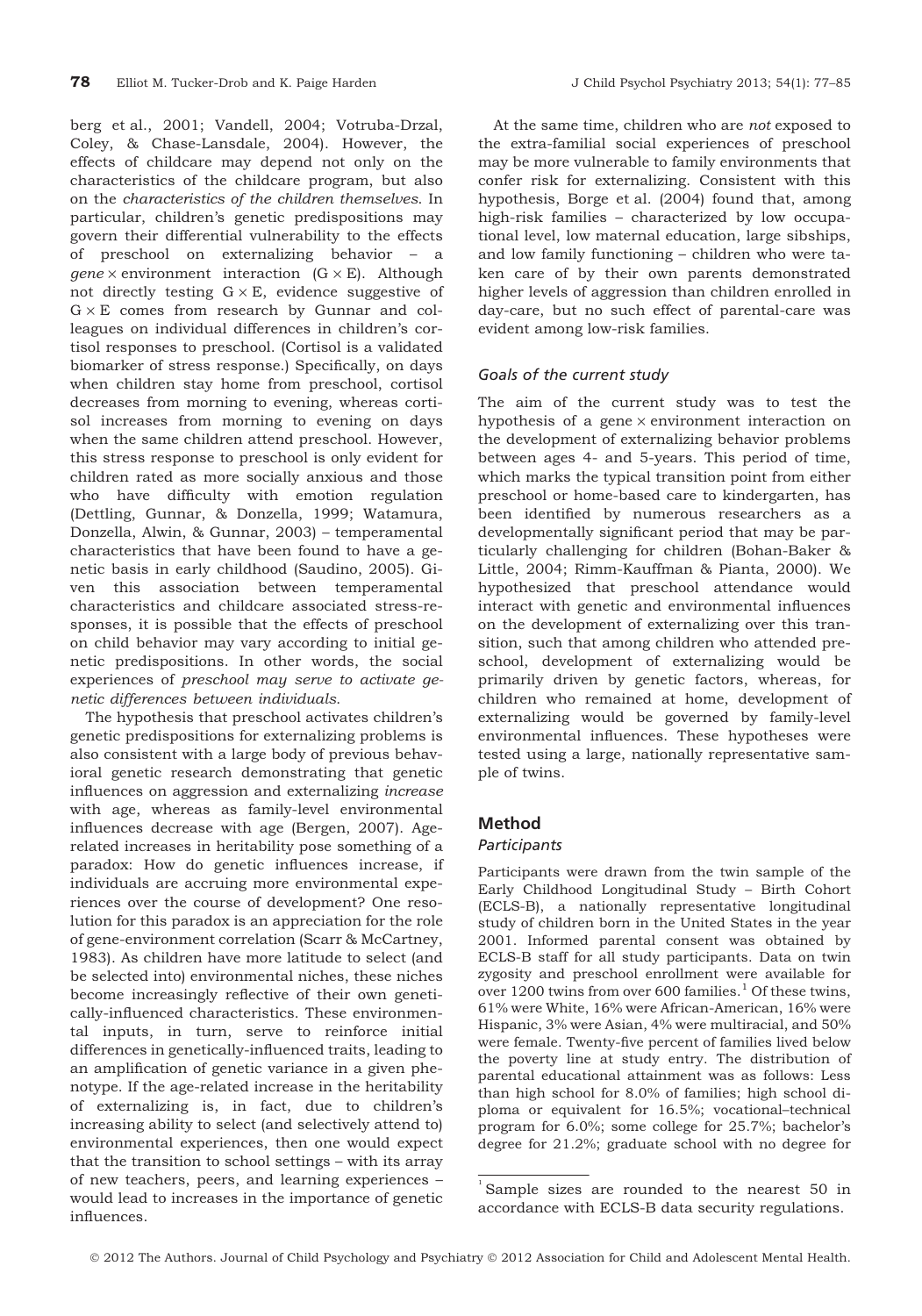berg et al., 2001; Vandell, 2004; Votruba-Drzal, Coley, & Chase-Lansdale, 2004). However, the effects of childcare may depend not only on the characteristics of the childcare program, but also on the *characteristics of the children themselves*. In particular, children's genetic predispositions may govern their differential vulnerability to the effects of preschool on externalizing behavior – a *gene* × environment interaction (G × E). Although not directly testing G × E, evidence suggestive of G × E comes from research by Gunnar and colleagues on individual differences in children's cortisol responses to preschool. (Cortisol is a validated biomarker of stress response.) Specifically, on days when children stay home from preschool, cortisol decreases from morning to evening, whereas cortisol increases from morning to evening on days when the same children attend preschool. However, this stress response to preschool is only evident for children rated as more socially anxious and those who have difficulty with emotion regulation (Dettling, Gunnar, & Donzella, 1999; Watamura, Donzella, Alwin, & Gunnar, 2003) – temperamental characteristics that have been found to have a genetic basis in early childhood (Saudino, 2005). Given this association between temperamental characteristics and childcare associated stress-responses, it is possible that the effects of preschool on child behavior may vary according to initial genetic predispositions. In other words, the social experiences of *preschool may serve to activate genetic differences between individuals*.

The hypothesis that preschool activates children's genetic predispositions for externalizing problems is also consistent with a large body of previous behavioral genetic research demonstrating that genetic influences on aggression and externalizing *increase* with age, whereas as family-level environmental influences decrease with age (Bergen, 2007). Age-related increases in heritability pose something of a paradox: How do genetic influences increase, if individuals are accruing more environmental experiences over the course of development? One resolution for this paradox is an appreciation for the role of gene-environment correlation (Scarr & McCartney, 1983). As children have more latitude to select (and be selected into) environmental niches, these niches become increasingly reflective of their own genetically-influenced characteristics. These environmental inputs, in turn, serve to reinforce initial differences in genetically-influenced traits, leading to an amplification of genetic variance in a given phenotype. If the age-related increase in the heritability of externalizing is, in fact, due to children's increasing ability to select (and selectively attend to) environmental experiences, then one would expect that the transition to school settings – with its array of new teachers, peers, and learning experiences – would lead to increases in the importance of genetic influences.

At the same time, children who are *not* exposed to the extra-familial social experiences of preschool may be more vulnerable to family environments that confer risk for externalizing. Consistent with this hypothesis, Borge et al. (2004) found that, among high-risk families – characterized by low occupational level, low maternal education, large sibships, and low family functioning – children who were taken care of by their own parents demonstrated higher levels of aggression than children enrolled in day-care, but no such effect of parental-care was evident among low-risk families.

### *Goals of the current study*

The aim of the current study was to test the hypothesis of a gene × environment interaction on the development of externalizing behavior problems between ages 4- and 5-years. This period of time, which marks the typical transition point from either preschool or home-based care to kindergarten, has been identified by numerous researchers as a developmentally significant period that may be particularly challenging for children (Bohan-Baker & Little, 2004; Rimm-Kauffman & Pianta, 2000). We hypothesized that preschool attendance would interact with genetic and environmental influences on the development of externalizing over this transition, such that among children who attended preschool, development of externalizing would be primarily driven by genetic factors, whereas, for children who remained at home, development of externalizing would be governed by family-level environmental influences. These hypotheses were tested using a large, nationally representative sample of twins.

## Method

### *Participants*

Participants were drawn from the twin sample of the Early Childhood Longitudinal Study – Birth Cohort (ECLS-B), a nationally representative longitudinal study of children born in the United States in the year 2001. Informed parental consent was obtained by ECLS-B staff for all study participants. Data on twin zygosity and preschool enrollment were available for over 1200 twins from over 600 families.[1] Of these twins, 61% were White, 16% were African-American, 16% were Hispanic, 3% were Asian, 4% were multiracial, and 50% were female. Twenty-five percent of families lived below the poverty line at study entry. The distribution of parental educational attainment was as follows: Less than high school for 8.0% of families; high school diploma or equivalent for 16.5%; vocational–technical program for 6.0%; some college for 25.7%; bachelor's degree for 21.2%; graduate school with no degree for

[1] Sample sizes are rounded to the nearest 50 in accordance with ECLS-B data security regulations.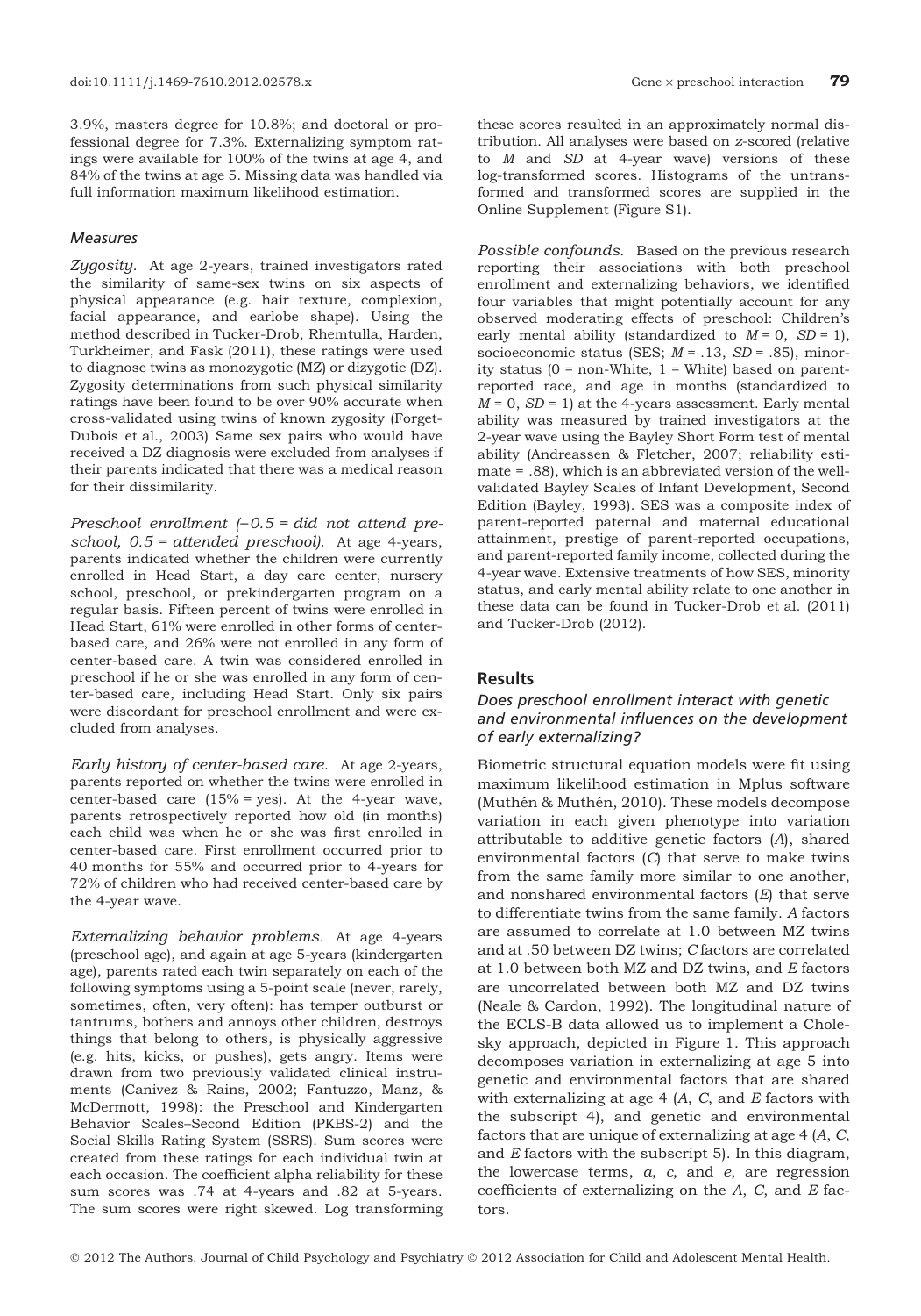3.9%, masters degree for 10.8%; and doctoral or professional degree for 7.3%. Externalizing symptom ratings were available for 100% of the twins at age 4, and 84% of the twins at age 5. Missing data was handled via full information maximum likelihood estimation.

### Measures

*Zygosity.* At age 2-years, trained investigators rated the similarity of same-sex twins on six aspects of physical appearance (e.g. hair texture, complexion, facial appearance, and earlobe shape). Using the method described in Tucker-Drob, Rhemtulla, Harden, Turkheimer, and Fask (2011), these ratings were used to diagnose twins as monozygotic (MZ) or dizygotic (DZ). Zygosity determinations from such physical similarity ratings have been found to be over 90% accurate when cross-validated using twins of known zygosity (Forget-Dubois et al., 2003) Same sex pairs who would have received a DZ diagnosis were excluded from analyses if their parents indicated that there was a medical reason for their dissimilarity.

*Preschool enrollment (–0.5 = did not attend preschool, 0.5 = attended preschool).* At age 4-years, parents indicated whether the children were currently enrolled in Head Start, a day care center, nursery school, preschool, or prekindergarten program on a regular basis. Fifteen percent of twins were enrolled in Head Start, 61% were enrolled in other forms of center-based care, and 26% were not enrolled in any form of center-based care. A twin was considered enrolled in preschool if he or she was enrolled in any form of center-based care, including Head Start. Only six pairs were discordant for preschool enrollment and were excluded from analyses.

*Early history of center-based care.* At age 2-years, parents reported on whether the twins were enrolled in center-based care (15% = yes). At the 4-year wave, parents retrospectively reported how old (in months) each child was when he or she was first enrolled in center-based care. First enrollment occurred prior to 40 months for 55% and occurred prior to 4-years for 72% of children who had received center-based care by the 4-year wave.

*Externalizing behavior problems.* At age 4-years (preschool age), and again at age 5-years (kindergarten age), parents rated each twin separately on each of the following symptoms using a 5-point scale (never, rarely, sometimes, often, very often): has temper outburst or tantrums, bothers and annoys other children, destroys things that belong to others, is physically aggressive (e.g. hits, kicks, or pushes), gets angry. Items were drawn from two previously validated clinical instruments (Canivez & Rains, 2002; Fantuzzo, Manz, & McDermott, 1998): the Preschool and Kindergarten Behavior Scales–Second Edition (PKBS-2) and the Social Skills Rating System (SSRS). Sum scores were created from these ratings for each individual twin at each occasion. The coefficient alpha reliability for these sum scores was .74 at 4-years and .82 at 5-years. The sum scores were right skewed. Log transforming these scores resulted in an approximately normal distribution. All analyses were based on *z*-scored (relative to *M* and *SD* at 4-year wave) versions of these log-transformed scores. Histograms of the untransformed and transformed scores are supplied in the Online Supplement (Figure S1).

*Possible confounds.* Based on the previous research reporting their associations with both preschool enrollment and externalizing behaviors, we identified four variables that might potentially account for any observed moderating effects of preschool: Children's early mental ability (standardized to $M = 0$, $SD = 1$), socioeconomic status (SES; $M = .13$, $SD = .85$), minority status (0 = non-White, 1 = White) based on parent-reported race, and age in months (standardized to $M = 0$, $SD = 1$) at the 4-years assessment. Early mental ability was measured by trained investigators at the 2-year wave using the Bayley Short Form test of mental ability (Andreassen & Fletcher, 2007; reliability estimate = .88), which is an abbreviated version of the well-validated Bayley Scales of Infant Development, Second Edition (Bayley, 1993). SES was a composite index of parent-reported paternal and maternal educational attainment, prestige of parent-reported occupations, and parent-reported family income, collected during the 4-year wave. Extensive treatments of how SES, minority status, and early mental ability relate to one another in these data can be found in Tucker-Drob et al. (2011) and Tucker-Drob (2012).

## Results

### Does preschool enrollment interact with genetic and environmental influences on the development of early externalizing?

Biometric structural equation models were fit using maximum likelihood estimation in Mplus software (Muthén & Muthén, 2010). These models decompose variation in each given phenotype into variation attributable to additive genetic factors (*A*), shared environmental factors (*C*) that serve to make twins from the same family more similar to one another, and nonshared environmental factors (*E*) that serve to differentiate twins from the same family. *A* factors are assumed to correlate at 1.0 between MZ twins and at .50 between DZ twins; *C* factors are correlated at 1.0 between both MZ and DZ twins, and *E* factors are uncorrelated between both MZ and DZ twins (Neale & Cardon, 1992). The longitudinal nature of the ECLS-B data allowed us to implement a Cholesky approach, depicted in Figure 1. This approach decomposes variation in externalizing at age 5 into genetic and environmental factors that are shared with externalizing at age 4 (*A*, *C*, and *E* factors with the subscript 4), and genetic and environmental factors that are unique of externalizing at age 4 (*A*, *C*, and *E* factors with the subscript 5). In this diagram, the lowercase terms, *a*, *c*, and *e*, are regression coefficients of externalizing on the *A*, *C*, and *E* factors.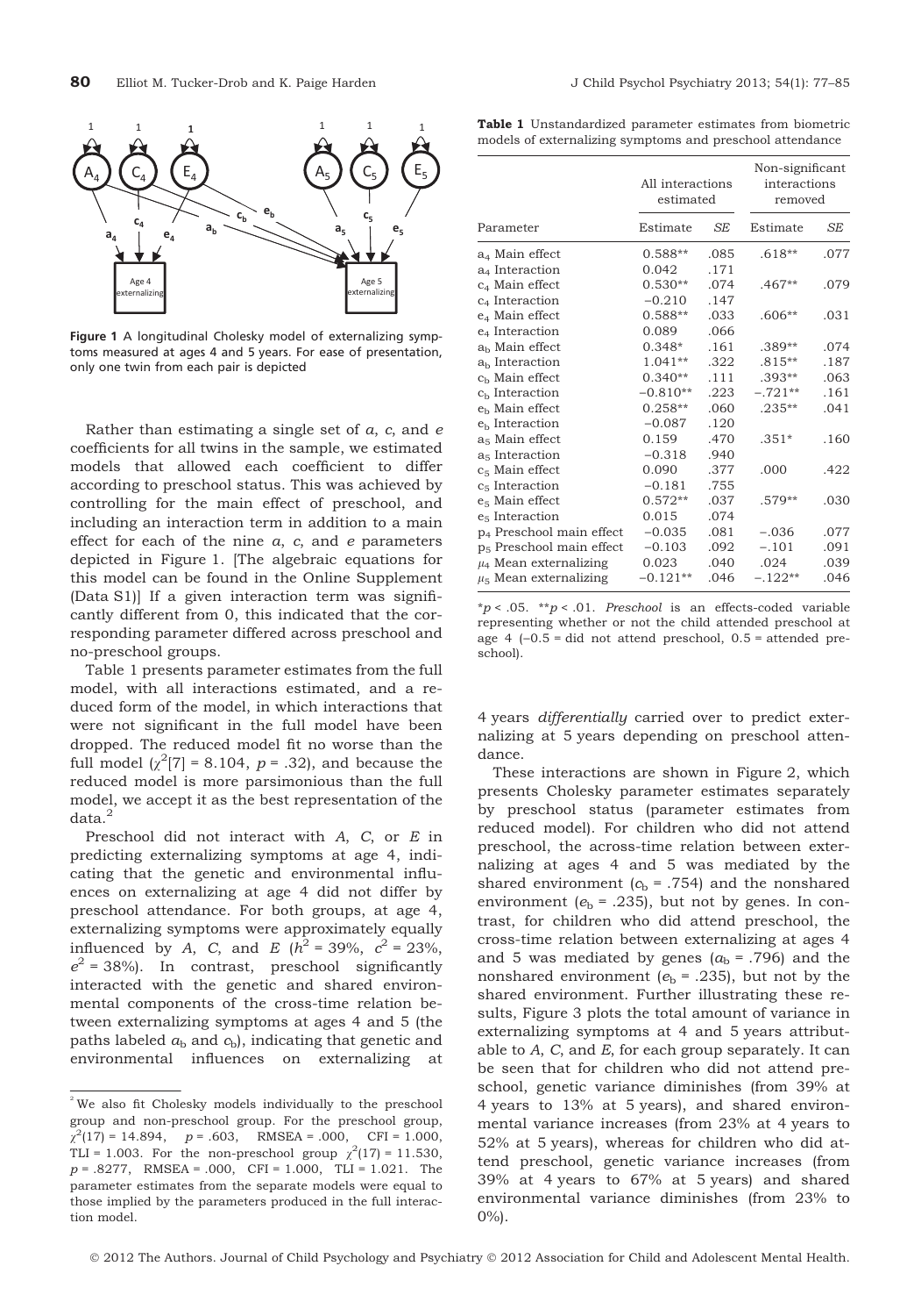1 1 1 1 1 1

$A_4$ $C_4$ $E_4$ $A_5$ $C_5$ $E_5$

$c_4$ $a_4$ $e_4$ $a_b$ $c_b$ $e_b$ $a_5$ $c_5$ $e_5$

Age 4 externalizing

Age 5 externalizing

**Figure 1** A longitudinal Cholesky model of externalizing symptoms measured at ages 4 and 5 years. For ease of presentation, only one twin from each pair is depicted

Rather than estimating a single set of *a*, *c*, and *e* coefficients for all twins in the sample, we estimated models that allowed each coefficient to differ according to preschool status. This was achieved by controlling for the main effect of preschool, and including an interaction term in addition to a main effect for each of the nine *a*, *c*, and *e* parameters depicted in Figure 1. [The algebraic equations for this model can be found in the Online Supplement (Data S1)] If a given interaction term was significantly different from 0, this indicated that the corresponding parameter differed across preschool and no-preschool groups.

Table 1 presents parameter estimates from the full model, with all interactions estimated, and a reduced form of the model, in which interactions that were not significant in the full model have been dropped. The reduced model fit no worse than the full model ($\chi^2[7] = 8.104$, $p = .32$), and because the reduced model is more parsimonious than the full model, we accept it as the best representation of the data.[2]

Preschool did not interact with *A*, *C*, or *E* in predicting externalizing symptoms at age 4, indicating that the genetic and environmental influences on externalizing at age 4 did not differ by preschool attendance. For both groups, at age 4, externalizing symptoms were approximately equally influenced by *A*, *C*, and *E* ($h^2 = 39\%$, $c^2 = 23\%$, $e^2 = 38\%$). In contrast, preschool significantly interacted with the genetic and shared environmental components of the cross-time relation between externalizing symptoms at ages 4 and 5 (the paths labeled $a_b$ and $c_b$), indicating that genetic and environmental influences on externalizing at 4 years *differentially* carried over to predict externalizing at 5 years depending on preschool attendance.

These interactions are shown in Figure 2, which presents Cholesky parameter estimates separately by preschool status (parameter estimates from reduced model). For children who did not attend preschool, the across-time relation between externalizing at ages 4 and 5 was mediated by the shared environment ($c_b = .754$) and the nonshared environment ($e_b = .235$), but not by genes. In contrast, for children who did attend preschool, the cross-time relation between externalizing at ages 4 and 5 was mediated by genes ($a_b = .796$) and the nonshared environment ($e_b = .235$), but not by the shared environment. Further illustrating these results, Figure 3 plots the total amount of variance in externalizing symptoms at 4 and 5 years attributable to *A*, *C*, and *E*, for each group separately. It can be seen that for children who did not attend preschool, genetic variance diminishes (from 39% at 4 years to 13% at 5 years), and shared environmental variance increases (from 23% at 4 years to 52% at 5 years), whereas for children who did attend preschool, genetic variance increases (from 39% at 4 years to 67% at 5 years) and shared environmental variance diminishes (from 23% to 0%).

[2] We also fit Cholesky models individually to the preschool group and non-preschool group. For the preschool group, $\chi^2(17) = 14.894$, $p = .603$, RMSEA = .000, CFI = 1.000, TLI = 1.003. For the non-preschool group $\chi^2(17) = 11.530$, $p = .8277$, RMSEA = .000, CFI = 1.000, TLI = 1.021. The parameter estimates from the separate models were equal to those implied by the parameters produced in the full interaction model.

**Table 1** Unstandardized parameter estimates from biometric models of externalizing symptoms and preschool attendance

| Parameter | All interactions estimated | | Non-significant interactions removed | |
|---|---|---|---|---|
| | Estimate | *SE* | Estimate | *SE* |
| $a_4$ Main effect | 0.588** | .085 | .618** | .077 |
| $a_4$ Interaction | 0.042 | .171 | | |
| $c_4$ Main effect | 0.530** | .074 | .467** | .079 |
| $c_4$ Interaction | −0.210 | .147 | | |
| $e_4$ Main effect | 0.588** | .033 | .606** | .031 |
| $e_4$ Interaction | 0.089 | .066 | | |
| $a_b$ Main effect | 0.348* | .161 | .389** | .074 |
| $a_b$ Interaction | 1.041** | .322 | .815** | .187 |
| $c_b$ Main effect | 0.340** | .111 | .393** | .063 |
| $c_b$ Interaction | −0.810** | .223 | −.721** | .161 |
| $e_b$ Main effect | 0.258** | .060 | .235** | .041 |
| $e_b$ Interaction | −0.087 | .120 | | |
| $a_5$ Main effect | 0.159 | .470 | .351* | .160 |
| $a_5$ Interaction | −0.318 | .940 | | |
| $c_5$ Main effect | 0.090 | .377 | .000 | .422 |
| $c_5$ Interaction | −0.181 | .755 | | |
| $e_5$ Main effect | 0.572** | .037 | .579** | .030 |
| $e_5$ Interaction | 0.015 | .074 | | |
| $p_4$ Preschool main effect | −0.035 | .081 | −.036 | .077 |
| $p_5$ Preschool main effect | −0.103 | .092 | −.101 | .091 |
| $\mu_4$ Mean externalizing | 0.023 | .040 | .024 | .039 |
| $\mu_5$ Mean externalizing | −0.121** | .046 | −.122** | .046 |

$^*p < .05$. $^{**}p < .01$. *Preschool* is an effects-coded variable representing whether or not the child attended preschool at age 4 (−0.5 = did not attend preschool, 0.5 = attended preschool).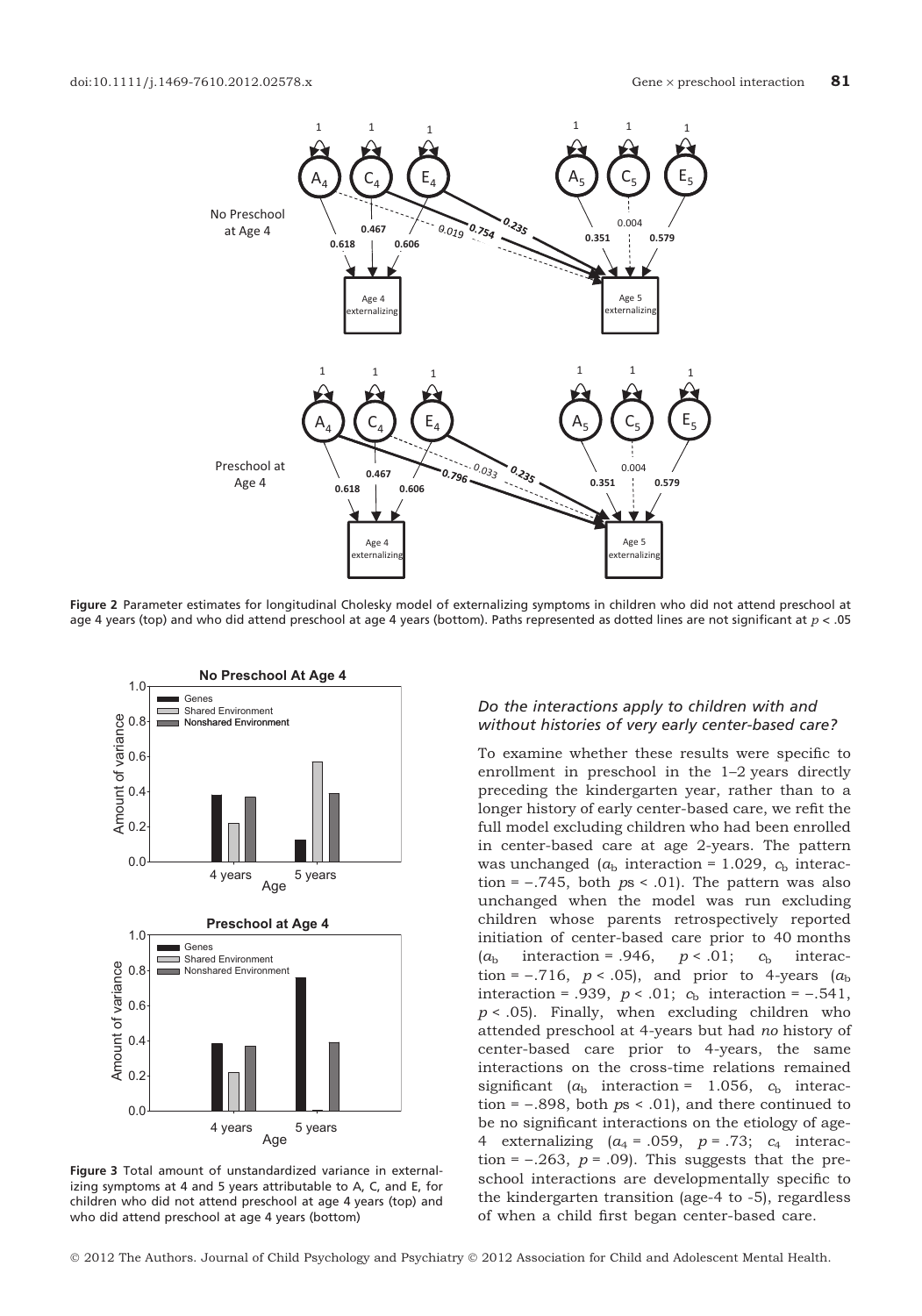1 1 1 1 1 1

$A_4$ $C_4$ $E_4$ $A_5$ $C_5$ $E_5$

No Preschool at Age 4

0.618 0.467 0.606 0.019 0.754 0.235 0.351 0.004 0.579

Age 4 externalizing

Age 5 externalizing

1 1 1 1 1 1

$A_4$ $C_4$ $E_4$ $A_5$ $C_5$ $E_5$

Preschool at Age 4

0.618 0.467 0.606 0.796 0.033 0.235 0.351 0.004 0.579

Age 4 externalizing

Age 5 externalizing

**Figure 2** Parameter estimates for longitudinal Cholesky model of externalizing symptoms in children who did not attend preschool at age 4 years (top) and who did attend preschool at age 4 years (bottom). Paths represented as dotted lines are not significant at $p < .05$

**No Preschool At Age 4**

Genes

Shared Environment

Nonshared Environment

Amount of variance

1.0 0.8 0.6 0.4 0.2 0.0

4 years 5 years

Age

**Preschool at Age 4**

Genes

Shared Environment

Nonshared Environment

Amount of variance

1.0 0.8 0.6 0.4 0.2 0.0

4 years 5 years

Age

**Figure 3** Total amount of unstandardized variance in externalizing symptoms at 4 and 5 years attributable to A, C, and E, for children who did not attend preschool at age 4 years (top) and who did attend preschool at age 4 years (bottom)

### *Do the interactions apply to children with and without histories of very early center-based care?*

To examine whether these results were specific to enrollment in preschool in the 1–2 years directly preceding the kindergarten year, rather than to a longer history of early center-based care, we refit the full model excluding children who had been enrolled in center-based care at age 2-years. The pattern was unchanged ($a_b$ interaction = 1.029, $c_b$ interaction = −.745, both $p$s < .01). The pattern was also unchanged when the model was run excluding children whose parents retrospectively reported initiation of center-based care prior to 40 months ($a_b$ interaction = .946, $p < .01$; $c_b$ interaction = −.716, $p < .05$), and prior to 4-years ($a_b$ interaction = .939, $p < .01$; $c_b$ interaction = −.541, $p < .05$). Finally, when excluding children who attended preschool at 4-years but had *no* history of center-based care prior to 4-years, the same interactions on the cross-time relations remained significant ($a_b$ interaction = 1.056, $c_b$ interaction = −.898, both $p$s < .01), and there continued to be no significant interactions on the etiology of age-4 externalizing ($a_4$ = .059, $p$ = .73; $c_4$ interaction = −.263, $p$ = .09). This suggests that the preschool interactions are developmentally specific to the kindergarten transition (age-4 to -5), regardless of when a child first began center-based care.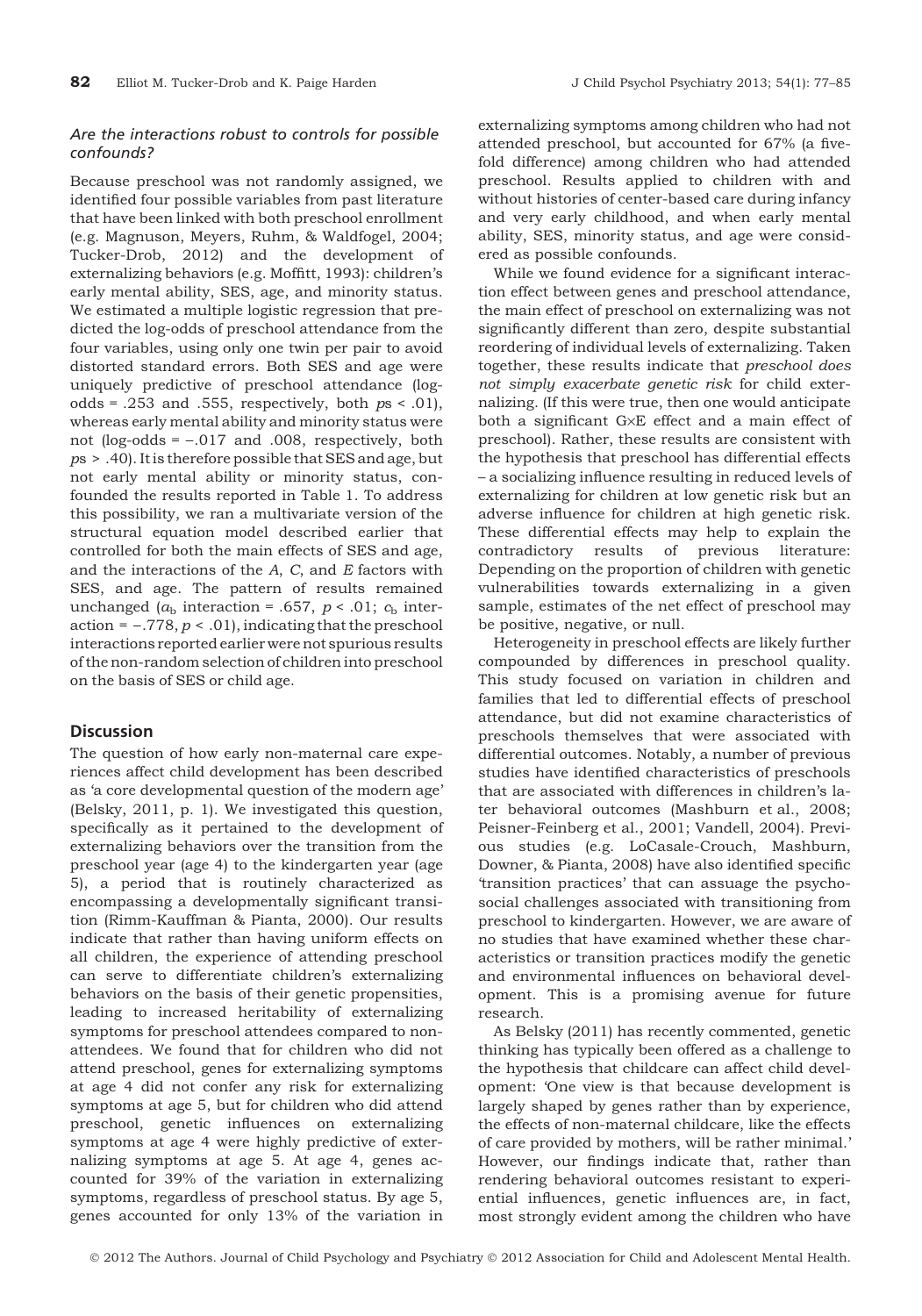### *Are the interactions robust to controls for possible confounds?*

Because preschool was not randomly assigned, we identified four possible variables from past literature that have been linked with both preschool enrollment (e.g. Magnuson, Meyers, Ruhm, & Waldfogel, 2004; Tucker-Drob, 2012) and the development of externalizing behaviors (e.g. Moffitt, 1993): children's early mental ability, SES, age, and minority status. We estimated a multiple logistic regression that predicted the log-odds of preschool attendance from the four variables, using only one twin per pair to avoid distorted standard errors. Both SES and age were uniquely predictive of preschool attendance (log-odds = .253 and .555, respectively, both $p$s < .01), whereas early mental ability and minority status were not (log-odds = −.017 and .008, respectively, both $p$s > .40). It is therefore possible that SES and age, but not early mental ability or minority status, confounded the results reported in Table 1. To address this possibility, we ran a multivariate version of the structural equation model described earlier that controlled for both the main effects of SES and age, and the interactions of the *A*, *C*, and *E* factors with SES, and age. The pattern of results remained unchanged ($a_b$ interaction = .657, $p < .01$; $c_b$ interaction = −.778, $p < .01$), indicating that the preschool interactions reported earlier were not spurious results of the non-random selection of children into preschool on the basis of SES or child age.

## Discussion

The question of how early non-maternal care experiences affect child development has been described as 'a core developmental question of the modern age' (Belsky, 2011, p. 1). We investigated this question, specifically as it pertained to the development of externalizing behaviors over the transition from the preschool year (age 4) to the kindergarten year (age 5), a period that is routinely characterized as encompassing a developmentally significant transition (Rimm-Kauffman & Pianta, 2000). Our results indicate that rather than having uniform effects on all children, the experience of attending preschool can serve to differentiate children's externalizing behaviors on the basis of their genetic propensities, leading to increased heritability of externalizing symptoms for preschool attendees compared to non-attendees. We found that for children who did not attend preschool, genes for externalizing symptoms at age 4 did not confer any risk for externalizing symptoms at age 5, but for children who did attend preschool, genetic influences on externalizing symptoms at age 4 were highly predictive of externalizing symptoms at age 5. At age 4, genes accounted for 39% of the variation in externalizing symptoms, regardless of preschool status. By age 5, genes accounted for only 13% of the variation in externalizing symptoms among children who had not attended preschool, but accounted for 67% (a five-fold difference) among children who had attended preschool. Results applied to children with and without histories of center-based care during infancy and very early childhood, and when early mental ability, SES, minority status, and age were considered as possible confounds.

While we found evidence for a significant interaction effect between genes and preschool attendance, the main effect of preschool on externalizing was not significantly different than zero, despite substantial reordering of individual levels of externalizing. Taken together, these results indicate that *preschool does not simply exacerbate genetic risk* for child externalizing. (If this were true, then one would anticipate both a significant G×E effect and a main effect of preschool). Rather, these results are consistent with the hypothesis that preschool has differential effects – a socializing influence resulting in reduced levels of externalizing for children at low genetic risk but an adverse influence for children at high genetic risk. These differential effects may help to explain the contradictory results of previous literature: Depending on the proportion of children with genetic vulnerabilities towards externalizing in a given sample, estimates of the net effect of preschool may be positive, negative, or null.

Heterogeneity in preschool effects are likely further compounded by differences in preschool quality. This study focused on variation in children and families that led to differential effects of preschool attendance, but did not examine characteristics of preschools themselves that were associated with differential outcomes. Notably, a number of previous studies have identified characteristics of preschools that are associated with differences in children's later behavioral outcomes (Mashburn et al., 2008; Peisner-Feinberg et al., 2001; Vandell, 2004). Previous studies (e.g. LoCasale-Crouch, Mashburn, Downer, & Pianta, 2008) have also identified specific 'transition practices' that can assuage the psychosocial challenges associated with transitioning from preschool to kindergarten. However, we are aware of no studies that have examined whether these characteristics or transition practices modify the genetic and environmental influences on behavioral development. This is a promising avenue for future research.

As Belsky (2011) has recently commented, genetic thinking has typically been offered as a challenge to the hypothesis that childcare can affect child development: 'One view is that because development is largely shaped by genes rather than by experience, the effects of non-maternal childcare, like the effects of care provided by mothers, will be rather minimal.' However, our findings indicate that, rather than rendering behavioral outcomes resistant to experiential influences, genetic influences are, in fact, most strongly evident among the children who have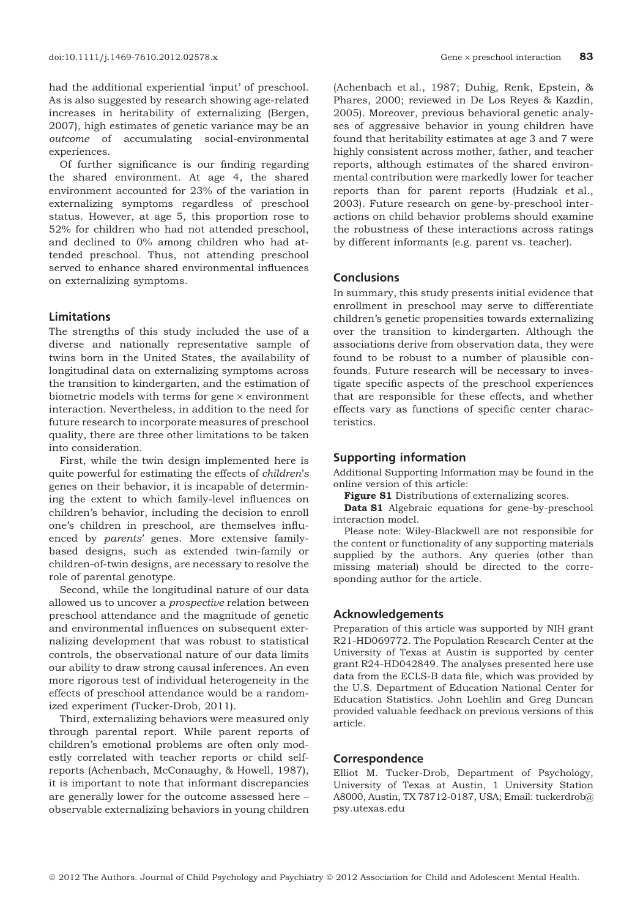had the additional experiential 'input' of preschool. As is also suggested by research showing age-related increases in heritability of externalizing (Bergen, 2007), high estimates of genetic variance may be an *outcome* of accumulating social-environmental experiences.

Of further significance is our finding regarding the shared environment. At age 4, the shared environment accounted for 23% of the variation in externalizing symptoms regardless of preschool status. However, at age 5, this proportion rose to 52% for children who had not attended preschool, and declined to 0% among children who had attended preschool. Thus, not attending preschool served to enhance shared environmental influences on externalizing symptoms.

## Limitations

The strengths of this study included the use of a diverse and nationally representative sample of twins born in the United States, the availability of longitudinal data on externalizing symptoms across the transition to kindergarten, and the estimation of biometric models with terms for gene × environment interaction. Nevertheless, in addition to the need for future research to incorporate measures of preschool quality, there are three other limitations to be taken into consideration.

First, while the twin design implemented here is quite powerful for estimating the effects of *children's* genes on their behavior, it is incapable of determining the extent to which family-level influences on children's behavior, including the decision to enroll one's children in preschool, are themselves influenced by *parents'* genes. More extensive family-based designs, such as extended twin-family or children-of-twin designs, are necessary to resolve the role of parental genotype.

Second, while the longitudinal nature of our data allowed us to uncover a *prospective* relation between preschool attendance and the magnitude of genetic and environmental influences on subsequent externalizing development that was robust to statistical controls, the observational nature of our data limits our ability to draw strong causal inferences. An even more rigorous test of individual heterogeneity in the effects of preschool attendance would be a randomized experiment (Tucker-Drob, 2011).

Third, externalizing behaviors were measured only through parental report. While parent reports of children's emotional problems are often only modestly correlated with teacher reports or child self-reports (Achenbach, McConaughy, & Howell, 1987), it is important to note that informant discrepancies are generally lower for the outcome assessed here – observable externalizing behaviors in young children (Achenbach et al., 1987; Duhig, Renk, Epstein, & Phares, 2000; reviewed in De Los Reyes & Kazdin, 2005). Moreover, previous behavioral genetic analyses of aggressive behavior in young children have found that heritability estimates at age 3 and 7 were highly consistent across mother, father, and teacher reports, although estimates of the shared environmental contribution were markedly lower for teacher reports than for parent reports (Hudziak et al., 2003). Future research on gene-by-preschool interactions on child behavior problems should examine the robustness of these interactions across ratings by different informants (e.g. parent vs. teacher).

## Conclusions

In summary, this study presents initial evidence that enrollment in preschool may serve to differentiate children's genetic propensities towards externalizing over the transition to kindergarten. Although the associations derive from observation data, they were found to be robust to a number of plausible confounds. Future research will be necessary to investigate specific aspects of the preschool experiences that are responsible for these effects, and whether effects vary as functions of specific center characteristics.

## Supporting information

Additional Supporting Information may be found in the online version of this article:

**Figure S1** Distributions of externalizing scores.

**Data S1** Algebraic equations for gene-by-preschool interaction model.

Please note: Wiley-Blackwell are not responsible for the content or functionality of any supporting materials supplied by the authors. Any queries (other than missing material) should be directed to the corresponding author for the article.

## Acknowledgements

Preparation of this article was supported by NIH grant R21-HD069772. The Population Research Center at the University of Texas at Austin is supported by center grant R24-HD042849. The analyses presented here use data from the ECLS-B data file, which was provided by the U.S. Department of Education National Center for Education Statistics. John Loehlin and Greg Duncan provided valuable feedback on previous versions of this article.

## Correspondence

Elliot M. Tucker-Drob, Department of Psychology, University of Texas at Austin, 1 University Station A8000, Austin, TX 78712-0187, USA; Email: tuckerdrob@psy.utexas.edu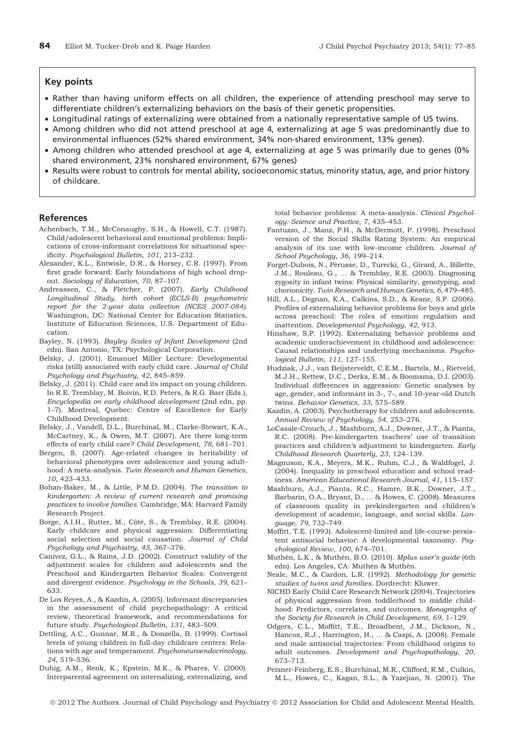## Key points

- Rather than having uniform effects on all children, the experience of attending preschool may serve to differentiate children's externalizing behaviors on the basis of their genetic propensities.
- Longitudinal ratings of externalizing were obtained from a nationally representative sample of US twins.
- Among children who did not attend preschool at age 4, externalizing at age 5 was predominantly due to environmental influences (52% shared environment, 34% non-shared environment, 13% genes).
- Among children who attended preschool at age 4, externalizing at age 5 was primarily due to genes (0% shared environment, 23% nonshared environment, 67% genes)
- Results were robust to controls for mental ability, socioeconomic status, minority status, age, and prior history of childcare.

## References

Achenbach, T.M., McConaughy, S.H., & Howell, C.T. (1987). Child/adolescent behavioral and emotional problems: Implications of cross-informant correlations for situational specificity. *Psychological Bulletin*, *101*, 213–232.

Alexander, K.L., Entwisle, D.R., & Horsey, C.R. (1997). From first grade forward: Early foundations of high school dropout. *Sociology of Education*, *70*, 87–107.

Andreassen, C., & Fletcher, P. (2007). *Early Childhood Longitudinal Study, birth cohort (ECLS-B) psychometric report for the 2-year data collection (NCES 2007-084)*. Washington, DC: National Center for Education Statistics, Institute of Education Sciences, U.S. Department of Education.

Bayley, N. (1993). *Bayley Scales of Infant Development* (2nd edn). San Antonio, TX: Psychological Corporation.

Belsky, J. (2001). Emanuel Miller Lecture: Developmental risks (still) associated with early child care. *Journal of Child Psychology and Psychiatry*, *42*, 845–859.

Belsky, J. (2011). Child care and its impact on young children. In R.E. Tremblay, M. Boivin, R.D. Peters, & R.G. Barr (Eds.), *Encyclopedia on early childhood development* (2nd edn, pp. 1–7). Montreal, Quebec: Centre of Excellence for Early Childhood Development.

Belsky, J., Vandell, D.L., Burchinal, M., Clarke-Stewart, K.A., McCartney, K., & Owen, M.T. (2007). Are there long-term effects of early child care? *Child Development*, *78*, 681–701.

Bergen, S. (2007). Age-related changes in heritability of behavioral phenotypes over adolescence and young adulthood: A meta-analysis. *Twin Research and Human Genetics*, *10*, 423–433.

Bohan-Baker, M., & Little, P.M.D. (2004). *The transition to kindergarten: A review of current research and promising practices to involve families*. Cambridge, MA: Harvard Family Research Project.

Borge, A.I.H., Rutter, M., Côté, S., & Tremblay, R.E. (2004). Early childcare and physical aggression: Differentiating social selection and social causation. *Journal of Child Psychology and Psychiatry*, *45*, 367–376.

Canivez, G.L., & Rains, J.D. (2002). Construct validity of the adjustment scales for children and adolescents and the Preschool and Kindergarten Behavior Scales: Convergent and divergent evidence. *Psychology in the Schools*, *39*, 621–633.

De Los Reyes, A., & Kazdin, A. (2005). Informant discrepancies in the assessment of child psychopathology: A critical review, theoretical framework, and recommendations for future study. *Psychological Bulletin*, *131*, 483–509.

Dettling, A.C., Gunnar, M.R., & Donzella, B. (1999). Cortisol levels of young children in full-day childcare centers: Relations with age and temperament. *Psychoneuroendocrinology*, *24*, 519–536.

Duhig, A.M., Renk, K., Epstein, M.K., & Phares, V. (2000). Interparental agreement on internalizing, externalizing, and total behavior problems: A meta-analysis. *Clinical Psychology: Science and Practice*, *7*, 435–453.

Fantuzzo, J., Manz, P.H., & McDermott, P. (1998). Preschool version of the Social Skills Rating System: An empirical analysis of its use with low-income children. *Journal of School Psychology*, *36*, 199–214.

Forget-Dubois, N., Pérusse, D., Turecki, G., Girard, A., Billette, J.M., Rouleau, G., ... & Tremblay, R.E. (2003). Diagnosing zygosity in infant twins: Physical similarity, genotyping, and chorionicity. *Twin Research and Human Genetics*, *6*, 479–485.

Hill, A.L., Degnan, K.A., Calkins, S.D., & Keane, S.P. (2006). Profiles of externalizing behavior problems for boys and girls across preschool: The roles of emotion regulation and inattention. *Developmental Psychology*, *42*, 913.

Hinshaw, S.P. (1992). Externalizing behavior problems and academic underachievement in childhood and adolescence: Causal relationships and underlying mechanisms. *Psychological Bulletin*, *111*, 127–155.

Hudziak, J.J., van Beijsterveldt, C.E.M., Bartels, M., Rietveld, M.J.H., Rettew, D.C., Derks, E.M., & Boomsma, D.I. (2003). Individual differences in aggression: Genetic analyses by age, gender, and informant in 3-, 7-, and 10-year-old Dutch twins. *Behavior Genetics*, *33*, 575–589.

Kazdin, A. (2003). Psychotherapy for children and adolescents. *Annual Review of Psychology*, *54*, 253–276.

LoCasale-Crouch, J., Mashburn, A.J., Downer, J.T., & Pianta, R.C. (2008). Pre-kindergarten teachers' use of transition practices and children's adjustment to kindergarten. *Early Childhood Research Quarterly*, *23*, 124–139.

Magnuson, K.A., Meyers, M.K., Ruhm, C.J., & Waldfogel, J. (2004). Inequality in preschool education and school readiness. *American Educational Research Journal*, *41*, 115–157.

Mashburn, A.J., Pianta, R.C., Hamre, B.K., Downer, J.T., Barbarin, O.A., Bryant, D., ... & Howes, C. (2008). Measures of classroom quality in prekindergarten and children's development of academic, language, and social skills. *Language*, *79*, 732–749.

Moffitt, T.E. (1993). Adolescent-limited and life-course-persistent antisocial behavior: A developmental taxonomy. *Psychological Review*, *100*, 674–701.

Muthén, L.K., & Muthén, B.O. (2010). *Mplus user's guide* (6th edn). Los Angeles, CA: Muthén & Muthén.

Neale, M.C., & Cardon, L.R. (1992). *Methodology for genetic studies of twins and families*. Dordrecht: Kluwer.

NICHD Early Child Care Research Network (2004). Trajectories of physical aggression from toddlerhood to middle childhood: Predictors, correlates, and outcomes. *Monographs of the Society for Research in Child Development*, *69*, 1–129.

Odgers, C.L., Moffitt, T.E., Broadbent, J.M., Dickson, N., Hancox, R.J., Harrington, H., ... & Caspi, A. (2008). Female and male antisocial trajectories: From childhood origins to adult outcomes. *Development and Psychopathology*, *20*, 673–713.

Peisner-Feinberg, E.S., Burchinal, M.R., Clifford, R.M., Culkin, M.L., Howes, C., Kagan, S.L., & Yazejian, N. (2001). The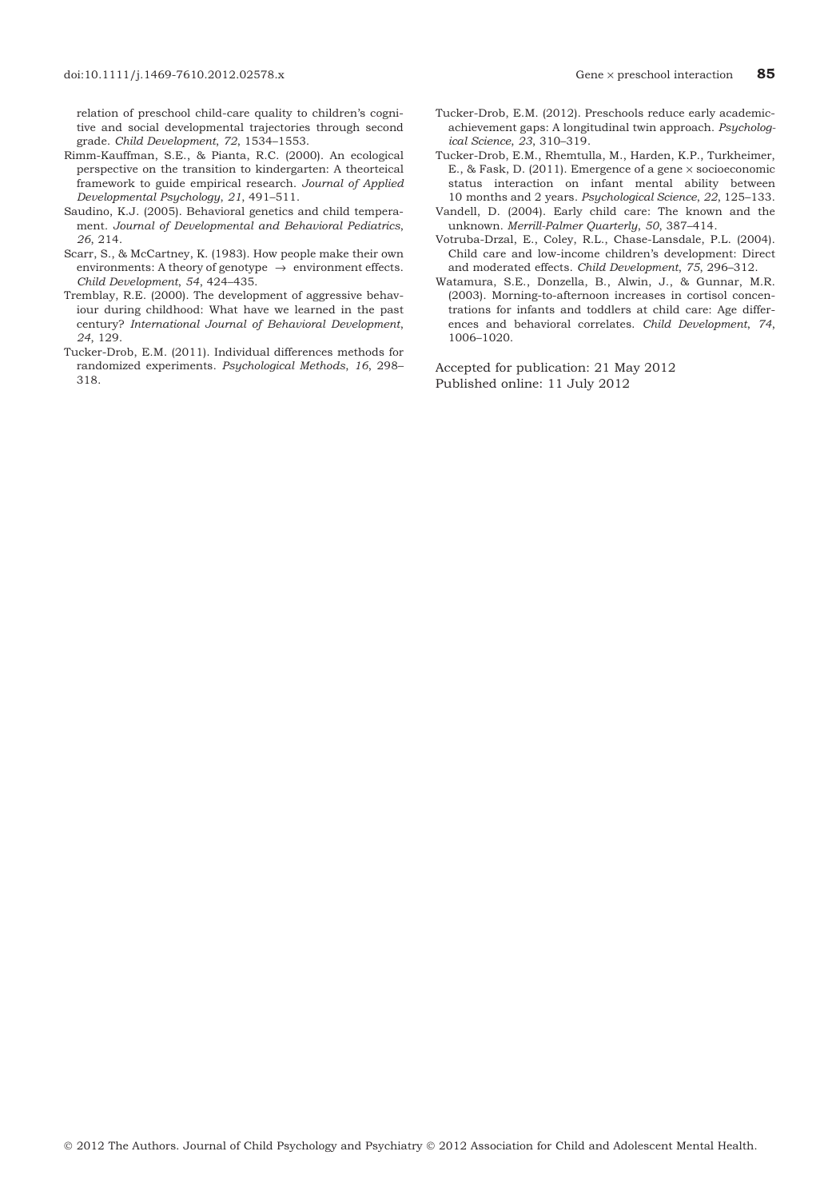relation of preschool child-care quality to children's cognitive and social developmental trajectories through second grade. *Child Development*, *72*, 1534–1553.

Rimm-Kauffman, S.E., & Pianta, R.C. (2000). An ecological perspective on the transition to kindergarten: A theorteical framework to guide empirical research. *Journal of Applied Developmental Psychology*, *21*, 491–511.

Saudino, K.J. (2005). Behavioral genetics and child temperament. *Journal of Developmental and Behavioral Pediatrics*, *26*, 214.

Scarr, S., & McCartney, K. (1983). How people make their own environments: A theory of genotype $\rightarrow$ environment effects. *Child Development*, *54*, 424–435.

Tremblay, R.E. (2000). The development of aggressive behaviour during childhood: What have we learned in the past century? *International Journal of Behavioral Development*, *24*, 129.

Tucker-Drob, E.M. (2011). Individual differences methods for randomized experiments. *Psychological Methods*, *16*, 298–318.

Tucker-Drob, E.M. (2012). Preschools reduce early academic-achievement gaps: A longitudinal twin approach. *Psychological Science*, *23*, 310–319.

Tucker-Drob, E.M., Rhemtulla, M., Harden, K.P., Turkheimer, E., & Fask, D. (2011). Emergence of a gene $\times$ socioeconomic status interaction on infant mental ability between 10 months and 2 years. *Psychological Science*, *22*, 125–133.

Vandell, D. (2004). Early child care: The known and the unknown. *Merrill-Palmer Quarterly*, *50*, 387–414.

Votruba-Drzal, E., Coley, R.L., Chase-Lansdale, P.L. (2004). Child care and low-income children's development: Direct and moderated effects. *Child Development*, *75*, 296–312.

Watamura, S.E., Donzella, B., Alwin, J., & Gunnar, M.R. (2003). Morning-to-afternoon increases in cortisol concentrations for infants and toddlers at child care: Age differences and behavioral correlates. *Child Development*, *74*, 1006–1020.

Accepted for publication: 21 May 2012
Published online: 11 July 2012